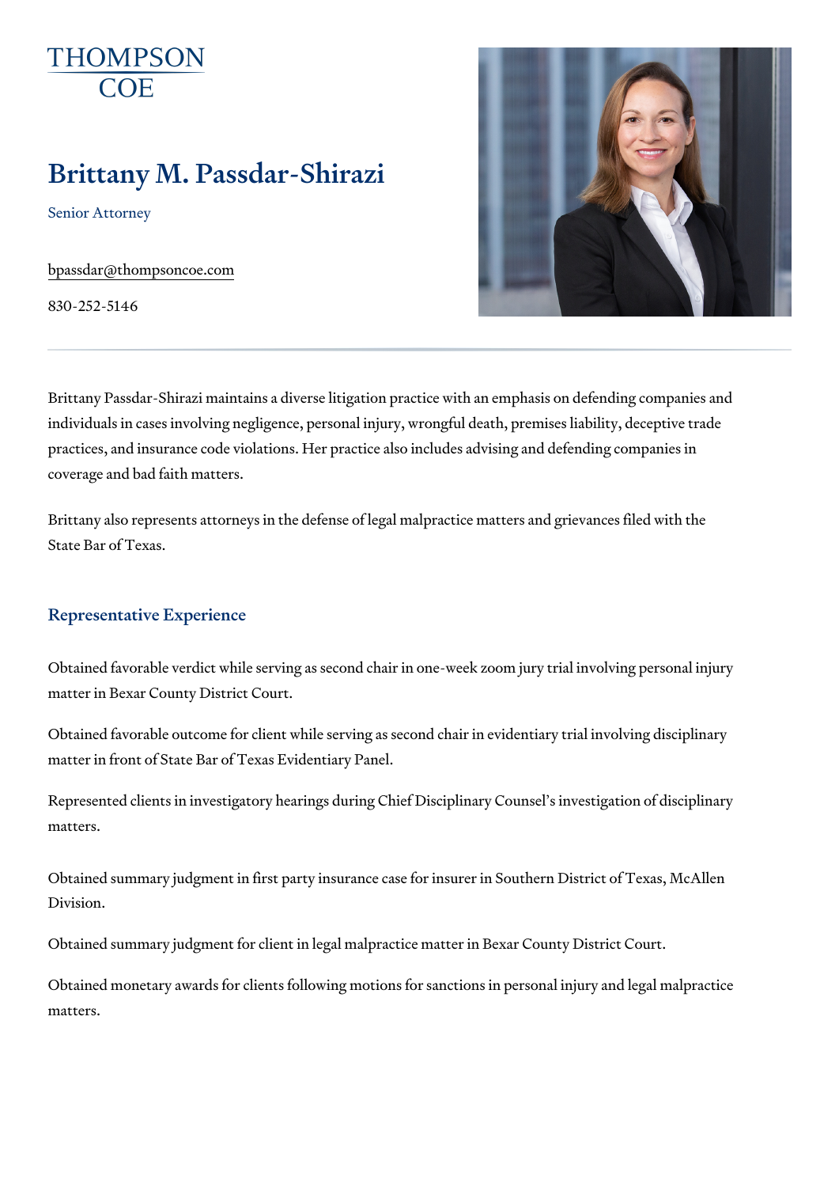THOMPSON
COE

# Brittany M. Passdar-Shirazi

Senior Attorney

bpassdar@thompsoncoe.com

830-252-5146

Brittany Passdar-Shirazi maintains a diverse litigation practice with an emphasis on defending companies and individuals in cases involving negligence, personal injury, wrongful death, premises liability, deceptive trade practices, and insurance code violations. Her practice also includes advising and defending companies in coverage and bad faith matters.

Brittany also represents attorneys in the defense of legal malpractice matters and grievances filed with the State Bar of Texas.

## Representative Experience

Obtained favorable verdict while serving as second chair in one-week zoom jury trial involving personal injury matter in Bexar County District Court.

Obtained favorable outcome for client while serving as second chair in evidentiary trial involving disciplinary matter in front of State Bar of Texas Evidentiary Panel.

Represented clients in investigatory hearings during Chief Disciplinary Counsel's investigation of disciplinary matters.

Obtained summary judgment in first party insurance case for insurer in Southern District of Texas, McAllen Division.

Obtained summary judgment for client in legal malpractice matter in Bexar County District Court.

Obtained monetary awards for clients following motions for sanctions in personal injury and legal malpractice matters.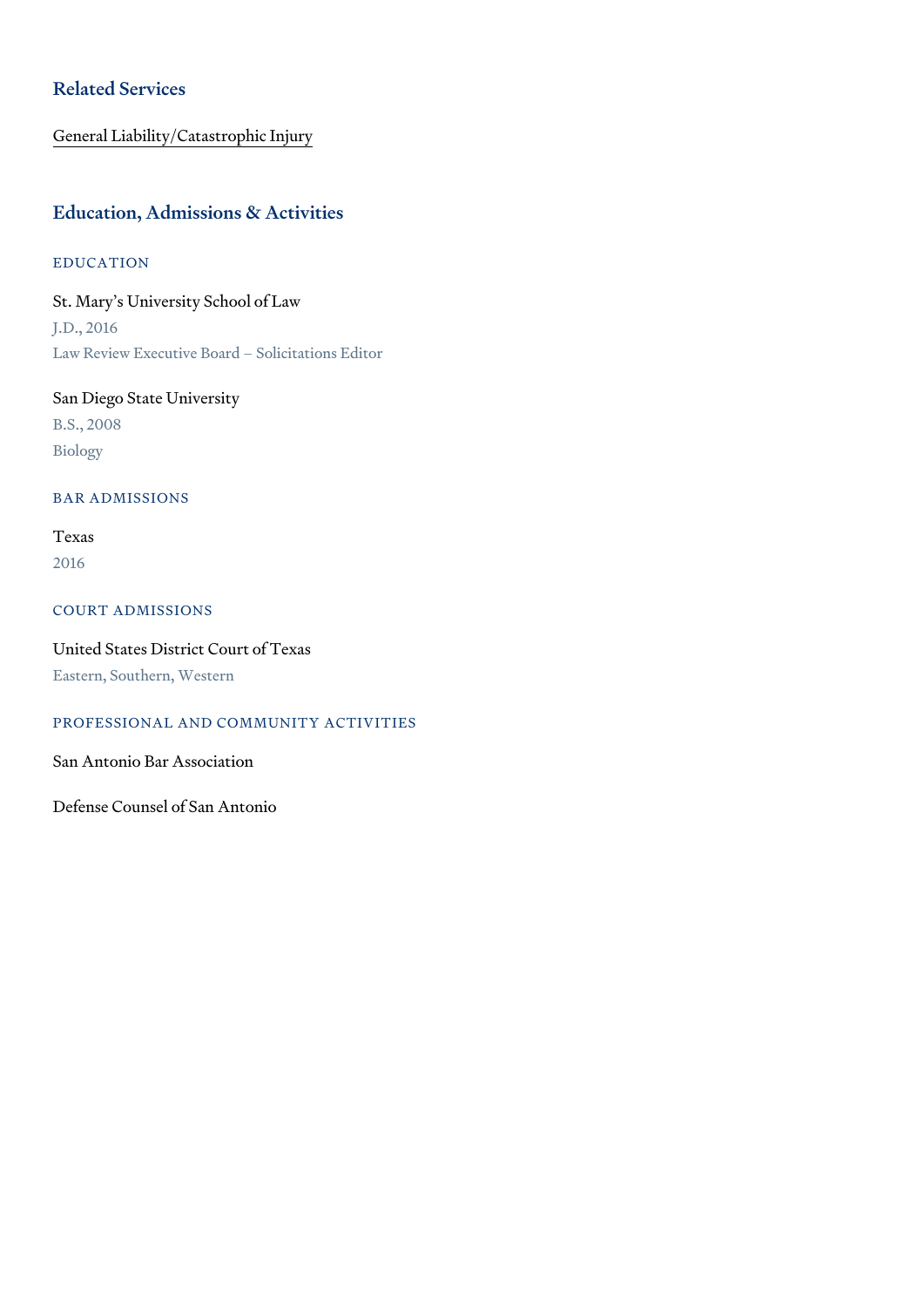## Related Services

General Liability/Catastrophic Injury

## Education, Admissions & Activities

### EDUCATION

St. Mary's University School of Law
J.D., 2016
Law Review Executive Board – Solicitations Editor

San Diego State University
B.S., 2008
Biology

### BAR ADMISSIONS

Texas
2016

### COURT ADMISSIONS

United States District Court of Texas
Eastern, Southern, Western

### PROFESSIONAL AND COMMUNITY ACTIVITIES

San Antonio Bar Association

Defense Counsel of San Antonio